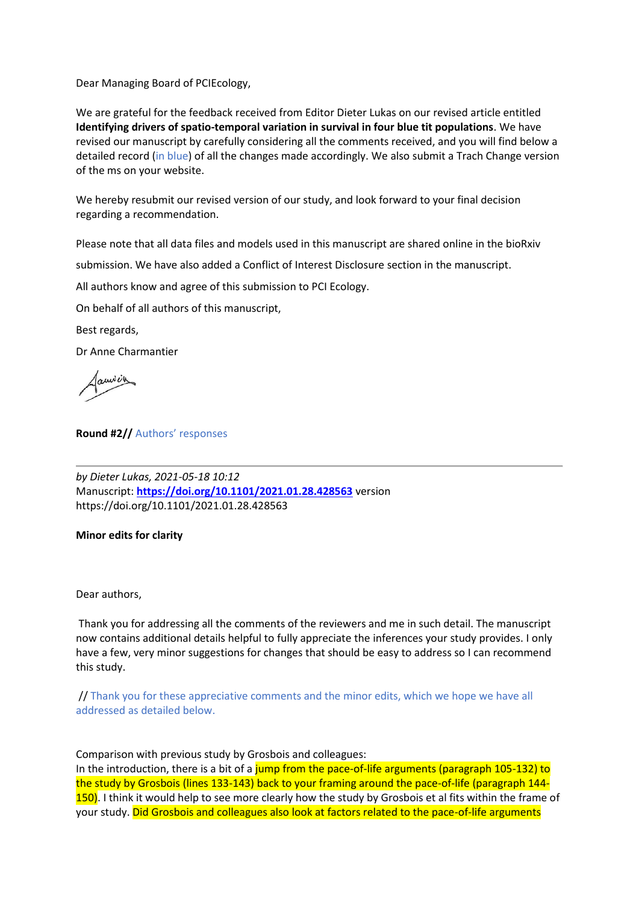Dear Managing Board of PCIEcology,

We are grateful for the feedback received from Editor Dieter Lukas on our revised article entitled **Identifying drivers of spatio-temporal variation in survival in four blue tit populations**. We have revised our manuscript by carefully considering all the comments received, and you will find below a detailed record (in blue) of all the changes made accordingly. We also submit a Trach Change version of the ms on your website.

We hereby resubmit our revised version of our study, and look forward to your final decision regarding a recommendation.

Please note that all data files and models used in this manuscript are shared online in the bioRxiv submission. We have also added a Conflict of Interest Disclosure section in the manuscript.

All authors know and agree of this submission to PCI Ecology.

On behalf of all authors of this manuscript,

Best regards,

Dr Anne Charmantier

**Round #2//** Authors' responses

---

*by Dieter Lukas, 2021-05-18 10:12*
Manuscript: **https://doi.org/10.1101/2021.01.28.428563** version
https://doi.org/10.1101/2021.01.28.428563

**Minor edits for clarity**

Dear authors,

Thank you for addressing all the comments of the reviewers and me in such detail. The manuscript now contains additional details helpful to fully appreciate the inferences your study provides. I only have a few, very minor suggestions for changes that should be easy to address so I can recommend this study.

// Thank you for these appreciative comments and the minor edits, which we hope we have all addressed as detailed below.

Comparison with previous study by Grosbois and colleagues:
In the introduction, there is a bit of a jump from the pace-of-life arguments (paragraph 105-132) to the study by Grosbois (lines 133-143) back to your framing around the pace-of-life (paragraph 144-150). I think it would help to see more clearly how the study by Grosbois et al fits within the frame of your study. Did Grosbois and colleagues also look at factors related to the pace-of-life arguments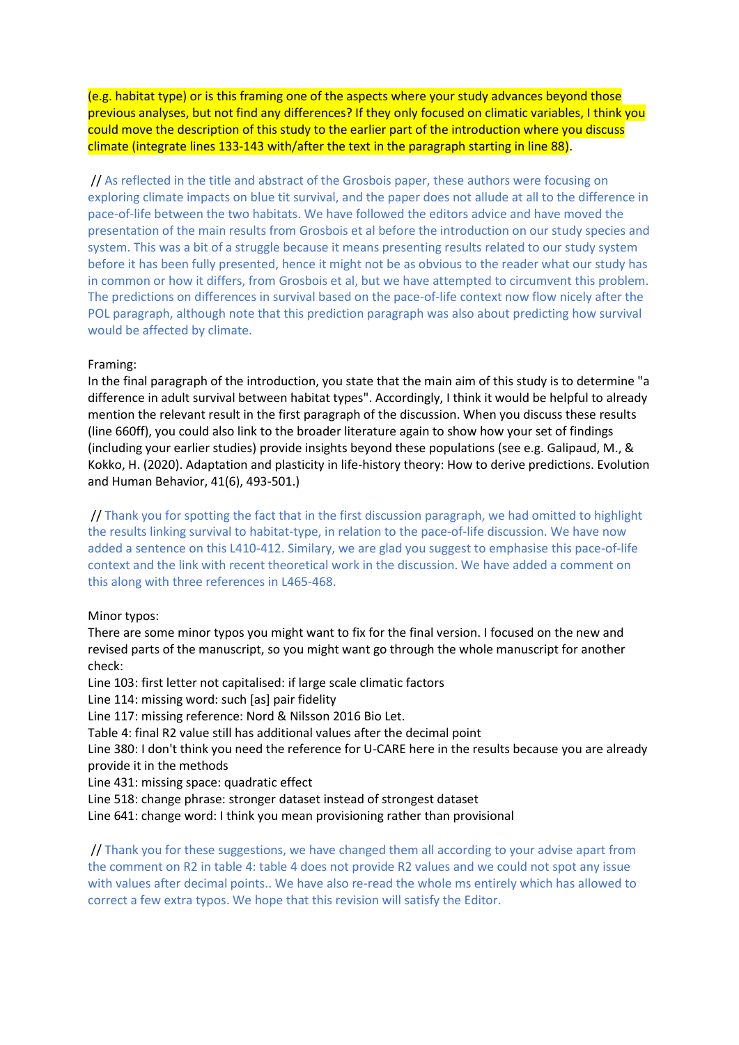(e.g. habitat type) or is this framing one of the aspects where your study advances beyond those previous analyses, but not find any differences? If they only focused on climatic variables, I think you could move the description of this study to the earlier part of the introduction where you discuss climate (integrate lines 133-143 with/after the text in the paragraph starting in line 88).

// As reflected in the title and abstract of the Grosbois paper, these authors were focusing on exploring climate impacts on blue tit survival, and the paper does not allude at all to the difference in pace-of-life between the two habitats. We have followed the editors advice and have moved the presentation of the main results from Grosbois et al before the introduction on our study species and system. This was a bit of a struggle because it means presenting results related to our study system before it has been fully presented, hence it might not be as obvious to the reader what our study has in common or how it differs, from Grosbois et al, but we have attempted to circumvent this problem. The predictions on differences in survival based on the pace-of-life context now flow nicely after the POL paragraph, although note that this prediction paragraph was also about predicting how survival would be affected by climate.

Framing:

In the final paragraph of the introduction, you state that the main aim of this study is to determine "a difference in adult survival between habitat types". Accordingly, I think it would be helpful to already mention the relevant result in the first paragraph of the discussion. When you discuss these results (line 660ff), you could also link to the broader literature again to show how your set of findings (including your earlier studies) provide insights beyond these populations (see e.g. Galipaud, M., & Kokko, H. (2020). Adaptation and plasticity in life-history theory: How to derive predictions. Evolution and Human Behavior, 41(6), 493-501.)

// Thank you for spotting the fact that in the first discussion paragraph, we had omitted to highlight the results linking survival to habitat-type, in relation to the pace-of-life discussion. We have now added a sentence on this L410-412. Similary, we are glad you suggest to emphasise this pace-of-life context and the link with recent theoretical work in the discussion. We have added a comment on this along with three references in L465-468.

Minor typos:

There are some minor typos you might want to fix for the final version. I focused on the new and revised parts of the manuscript, so you might want go through the whole manuscript for another check:

Line 103: first letter not capitalised: if large scale climatic factors
Line 114: missing word: such [as] pair fidelity
Line 117: missing reference: Nord & Nilsson 2016 Bio Let.
Table 4: final R2 value still has additional values after the decimal point
Line 380: I don't think you need the reference for U-CARE here in the results because you are already provide it in the methods
Line 431: missing space: quadratic effect
Line 518: change phrase: stronger dataset instead of strongest dataset
Line 641: change word: I think you mean provisioning rather than provisional

// Thank you for these suggestions, we have changed them all according to your advise apart from the comment on R2 in table 4: table 4 does not provide R2 values and we could not spot any issue with values after decimal points.. We have also re-read the whole ms entirely which has allowed to correct a few extra typos. We hope that this revision will satisfy the Editor.